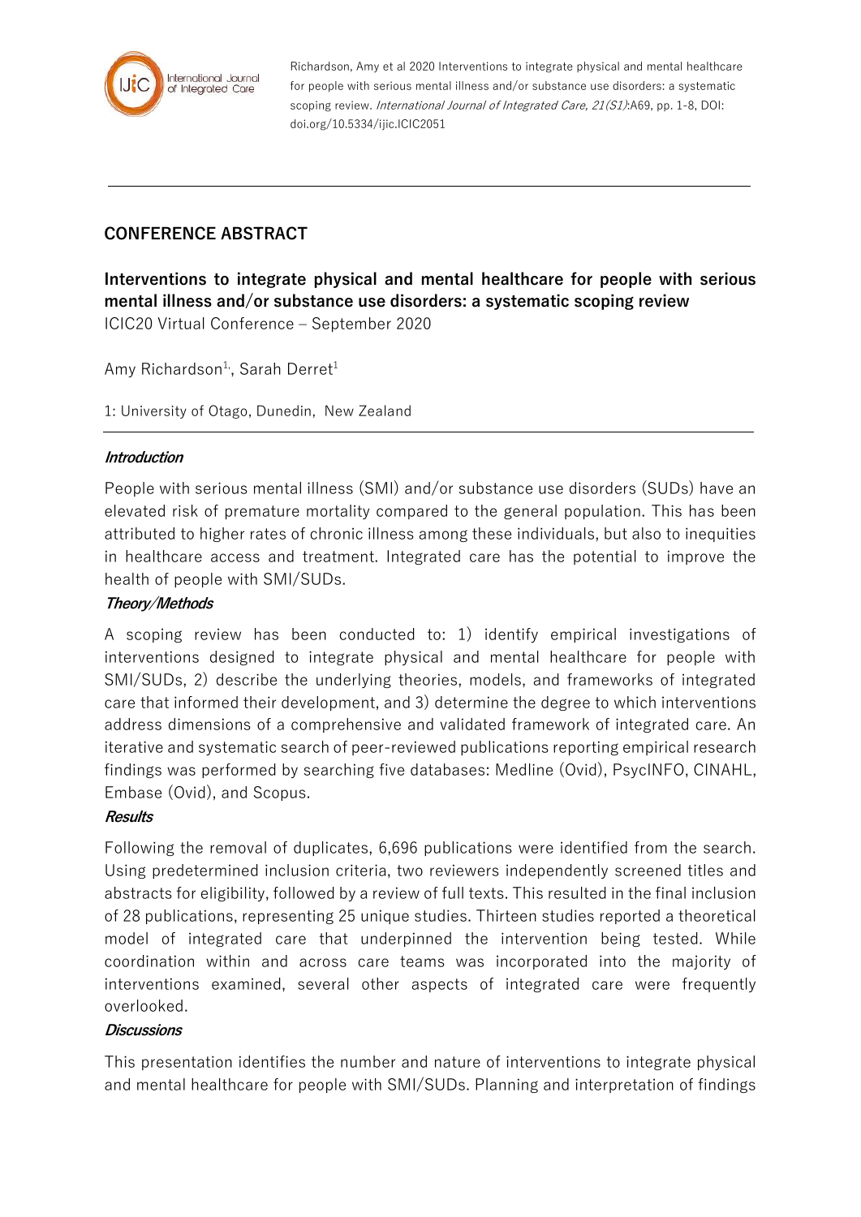Richardson, Amy et al 2020 Interventions to integrate physical and mental healthcare for people with serious mental illness and/or substance use disorders: a systematic scoping review. *International Journal of Integrated Care, 21(S1)*:A69, pp. 1-8, DOI: doi.org/10.5334/ijic.ICIC2051

## CONFERENCE ABSTRACT

# Interventions to integrate physical and mental healthcare for people with serious mental illness and/or substance use disorders: a systematic scoping review

ICIC20 Virtual Conference – September 2020

Amy Richardson[1], Sarah Derret[1]

1: University of Otago, Dunedin, New Zealand

### *Introduction*

People with serious mental illness (SMI) and/or substance use disorders (SUDs) have an elevated risk of premature mortality compared to the general population. This has been attributed to higher rates of chronic illness among these individuals, but also to inequities in healthcare access and treatment. Integrated care has the potential to improve the health of people with SMI/SUDs.

### *Theory/Methods*

A scoping review has been conducted to: 1) identify empirical investigations of interventions designed to integrate physical and mental healthcare for people with SMI/SUDs, 2) describe the underlying theories, models, and frameworks of integrated care that informed their development, and 3) determine the degree to which interventions address dimensions of a comprehensive and validated framework of integrated care. An iterative and systematic search of peer-reviewed publications reporting empirical research findings was performed by searching five databases: Medline (Ovid), PsycINFO, CINAHL, Embase (Ovid), and Scopus.

### *Results*

Following the removal of duplicates, 6,696 publications were identified from the search. Using predetermined inclusion criteria, two reviewers independently screened titles and abstracts for eligibility, followed by a review of full texts. This resulted in the final inclusion of 28 publications, representing 25 unique studies. Thirteen studies reported a theoretical model of integrated care that underpinned the intervention being tested. While coordination within and across care teams was incorporated into the majority of interventions examined, several other aspects of integrated care were frequently overlooked.

### *Discussions*

This presentation identifies the number and nature of interventions to integrate physical and mental healthcare for people with SMI/SUDs. Planning and interpretation of findings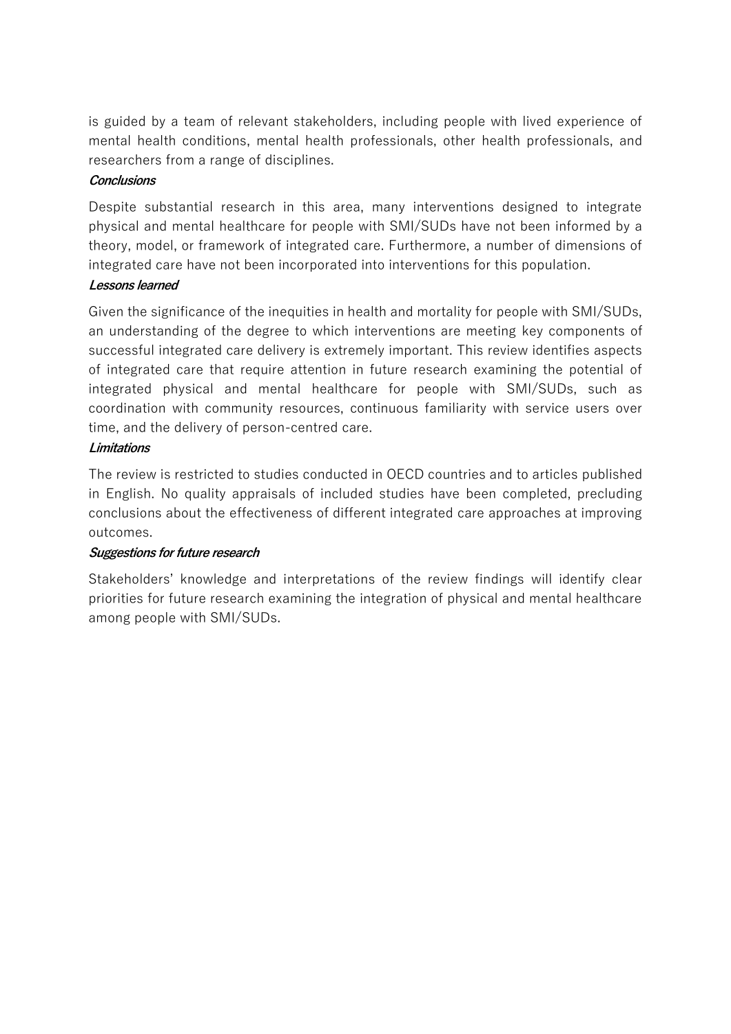is guided by a team of relevant stakeholders, including people with lived experience of mental health conditions, mental health professionals, other health professionals, and researchers from a range of disciplines.

***Conclusions***

Despite substantial research in this area, many interventions designed to integrate physical and mental healthcare for people with SMI/SUDs have not been informed by a theory, model, or framework of integrated care. Furthermore, a number of dimensions of integrated care have not been incorporated into interventions for this population.

***Lessons learned***

Given the significance of the inequities in health and mortality for people with SMI/SUDs, an understanding of the degree to which interventions are meeting key components of successful integrated care delivery is extremely important. This review identifies aspects of integrated care that require attention in future research examining the potential of integrated physical and mental healthcare for people with SMI/SUDs, such as coordination with community resources, continuous familiarity with service users over time, and the delivery of person-centred care.

***Limitations***

The review is restricted to studies conducted in OECD countries and to articles published in English. No quality appraisals of included studies have been completed, precluding conclusions about the effectiveness of different integrated care approaches at improving outcomes.

***Suggestions for future research***

Stakeholders' knowledge and interpretations of the review findings will identify clear priorities for future research examining the integration of physical and mental healthcare among people with SMI/SUDs.